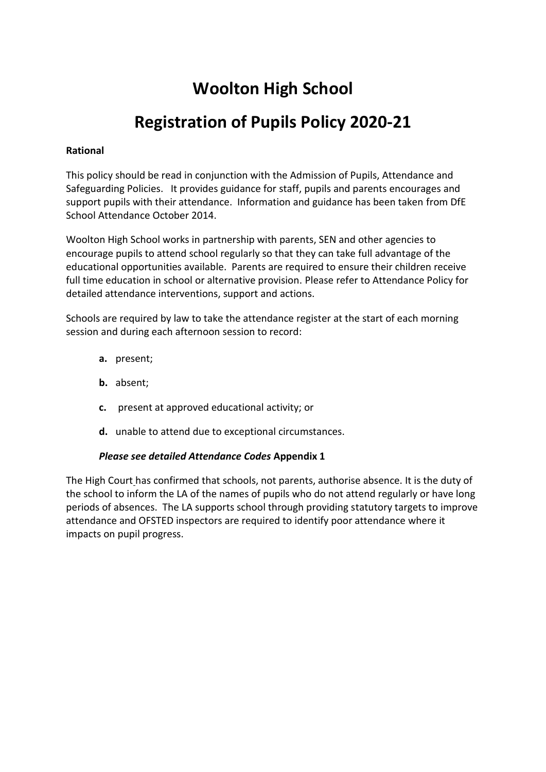# Woolton High School

# Registration of Pupils Policy 2020-21

**Rational**

This policy should be read in conjunction with the Admission of Pupils, Attendance and Safeguarding Policies. It provides guidance for staff, pupils and parents encourages and support pupils with their attendance. Information and guidance has been taken from DfE School Attendance October 2014.

Woolton High School works in partnership with parents, SEN and other agencies to encourage pupils to attend school regularly so that they can take full advantage of the educational opportunities available. Parents are required to ensure their children receive full time education in school or alternative provision. Please refer to Attendance Policy for detailed attendance interventions, support and actions.

Schools are required by law to take the attendance register at the start of each morning session and during each afternoon session to record:

- **a.** present;
- **b.** absent;
- **c.** present at approved educational activity; or
- **d.** unable to attend due to exceptional circumstances.

***Please see detailed Attendance Codes* Appendix 1**

The High Court has confirmed that schools, not parents, authorise absence. It is the duty of the school to inform the LA of the names of pupils who do not attend regularly or have long periods of absences. The LA supports school through providing statutory targets to improve attendance and OFSTED inspectors are required to identify poor attendance where it impacts on pupil progress.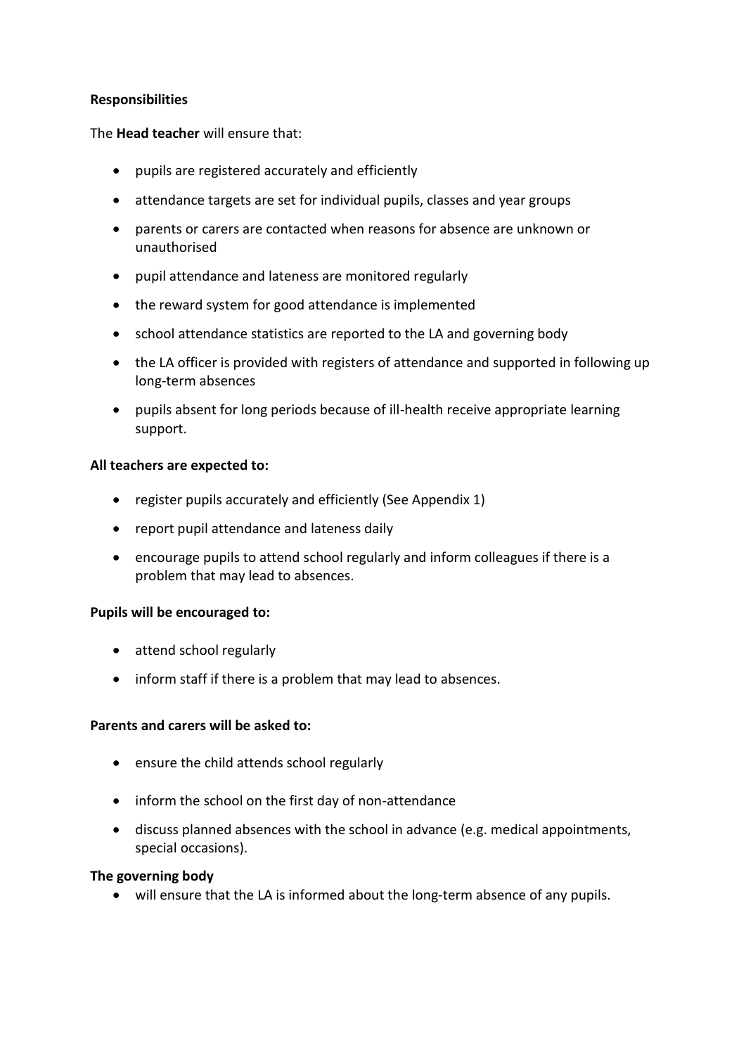**Responsibilities**

The **Head teacher** will ensure that:

- pupils are registered accurately and efficiently
- attendance targets are set for individual pupils, classes and year groups
- parents or carers are contacted when reasons for absence are unknown or unauthorised
- pupil attendance and lateness are monitored regularly
- the reward system for good attendance is implemented
- school attendance statistics are reported to the LA and governing body
- the LA officer is provided with registers of attendance and supported in following up long-term absences
- pupils absent for long periods because of ill-health receive appropriate learning support.

**All teachers are expected to:**

- register pupils accurately and efficiently (See Appendix 1)
- report pupil attendance and lateness daily
- encourage pupils to attend school regularly and inform colleagues if there is a problem that may lead to absences.

**Pupils will be encouraged to:**

- attend school regularly
- inform staff if there is a problem that may lead to absences.

**Parents and carers will be asked to:**

- ensure the child attends school regularly
- inform the school on the first day of non-attendance
- discuss planned absences with the school in advance (e.g. medical appointments, special occasions).

**The governing body**

- will ensure that the LA is informed about the long-term absence of any pupils.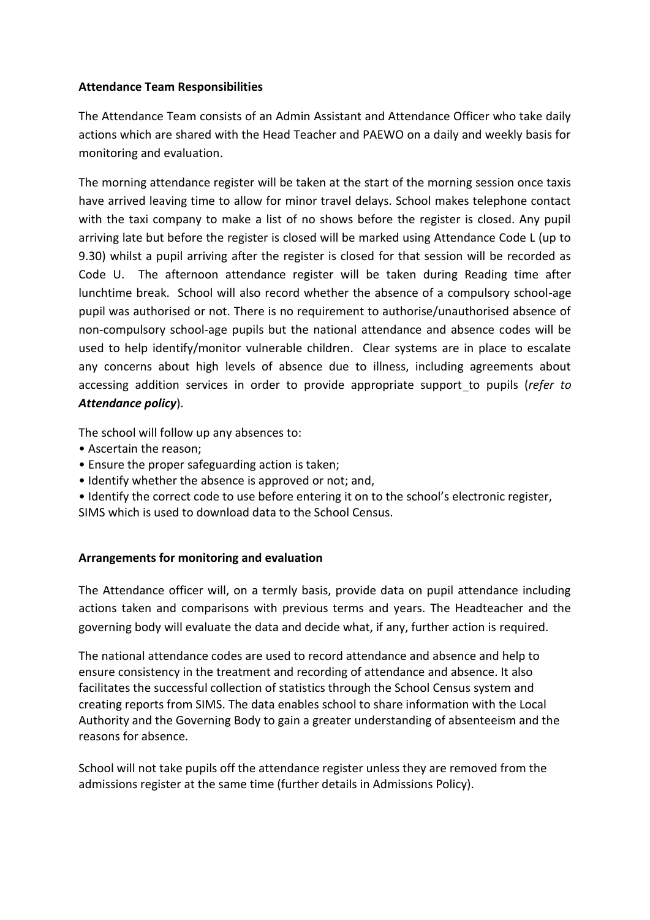**Attendance Team Responsibilities**

The Attendance Team consists of an Admin Assistant and Attendance Officer who take daily actions which are shared with the Head Teacher and PAEWO on a daily and weekly basis for monitoring and evaluation.

The morning attendance register will be taken at the start of the morning session once taxis have arrived leaving time to allow for minor travel delays. School makes telephone contact with the taxi company to make a list of no shows before the register is closed. Any pupil arriving late but before the register is closed will be marked using Attendance Code L (up to 9.30) whilst a pupil arriving after the register is closed for that session will be recorded as Code U. The afternoon attendance register will be taken during Reading time after lunchtime break. School will also record whether the absence of a compulsory school-age pupil was authorised or not. There is no requirement to authorise/unauthorised absence of non-compulsory school-age pupils but the national attendance and absence codes will be used to help identify/monitor vulnerable children. Clear systems are in place to escalate any concerns about high levels of absence due to illness, including agreements about accessing addition services in order to provide appropriate support to pupils (*refer to **Attendance policy***).

The school will follow up any absences to:

- Ascertain the reason;
- Ensure the proper safeguarding action is taken;
- Identify whether the absence is approved or not; and,
- Identify the correct code to use before entering it on to the school's electronic register, SIMS which is used to download data to the School Census.

**Arrangements for monitoring and evaluation**

The Attendance officer will, on a termly basis, provide data on pupil attendance including actions taken and comparisons with previous terms and years. The Headteacher and the governing body will evaluate the data and decide what, if any, further action is required.

The national attendance codes are used to record attendance and absence and help to ensure consistency in the treatment and recording of attendance and absence. It also facilitates the successful collection of statistics through the School Census system and creating reports from SIMS. The data enables school to share information with the Local Authority and the Governing Body to gain a greater understanding of absenteeism and the reasons for absence.

School will not take pupils off the attendance register unless they are removed from the admissions register at the same time (further details in Admissions Policy).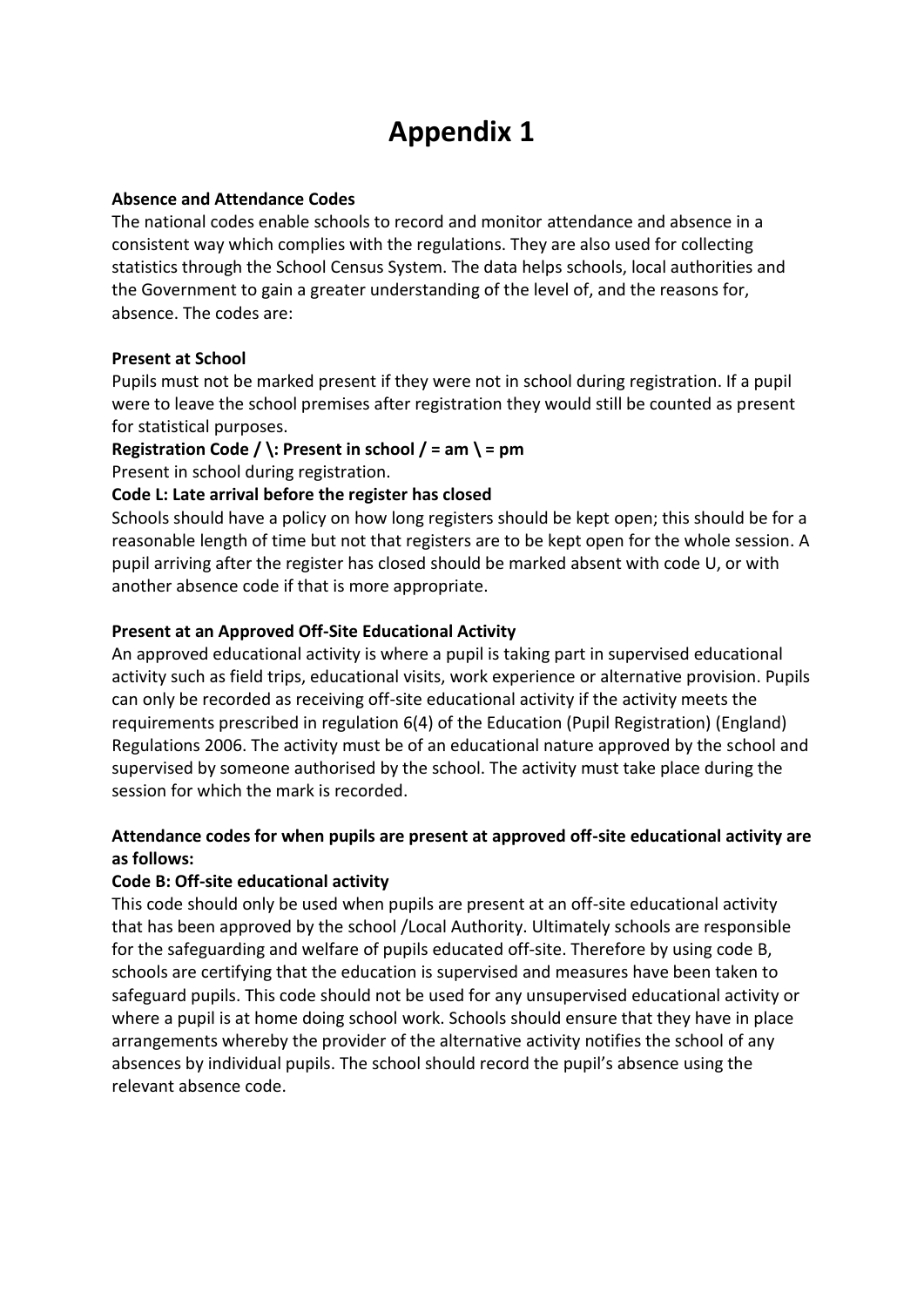# Appendix 1

**Absence and Attendance Codes**

The national codes enable schools to record and monitor attendance and absence in a consistent way which complies with the regulations. They are also used for collecting statistics through the School Census System. The data helps schools, local authorities and the Government to gain a greater understanding of the level of, and the reasons for, absence. The codes are:

**Present at School**

Pupils must not be marked present if they were not in school during registration. If a pupil were to leave the school premises after registration they would still be counted as present for statistical purposes.

**Registration Code / \: Present in school / = am \ = pm**

Present in school during registration.

**Code L: Late arrival before the register has closed**

Schools should have a policy on how long registers should be kept open; this should be for a reasonable length of time but not that registers are to be kept open for the whole session. A pupil arriving after the register has closed should be marked absent with code U, or with another absence code if that is more appropriate.

**Present at an Approved Off-Site Educational Activity**

An approved educational activity is where a pupil is taking part in supervised educational activity such as field trips, educational visits, work experience or alternative provision. Pupils can only be recorded as receiving off-site educational activity if the activity meets the requirements prescribed in regulation 6(4) of the Education (Pupil Registration) (England) Regulations 2006. The activity must be of an educational nature approved by the school and supervised by someone authorised by the school. The activity must take place during the session for which the mark is recorded.

**Attendance codes for when pupils are present at approved off-site educational activity are as follows:**

**Code B: Off-site educational activity**

This code should only be used when pupils are present at an off-site educational activity that has been approved by the school /Local Authority. Ultimately schools are responsible for the safeguarding and welfare of pupils educated off-site. Therefore by using code B, schools are certifying that the education is supervised and measures have been taken to safeguard pupils. This code should not be used for any unsupervised educational activity or where a pupil is at home doing school work. Schools should ensure that they have in place arrangements whereby the provider of the alternative activity notifies the school of any absences by individual pupils. The school should record the pupil's absence using the relevant absence code.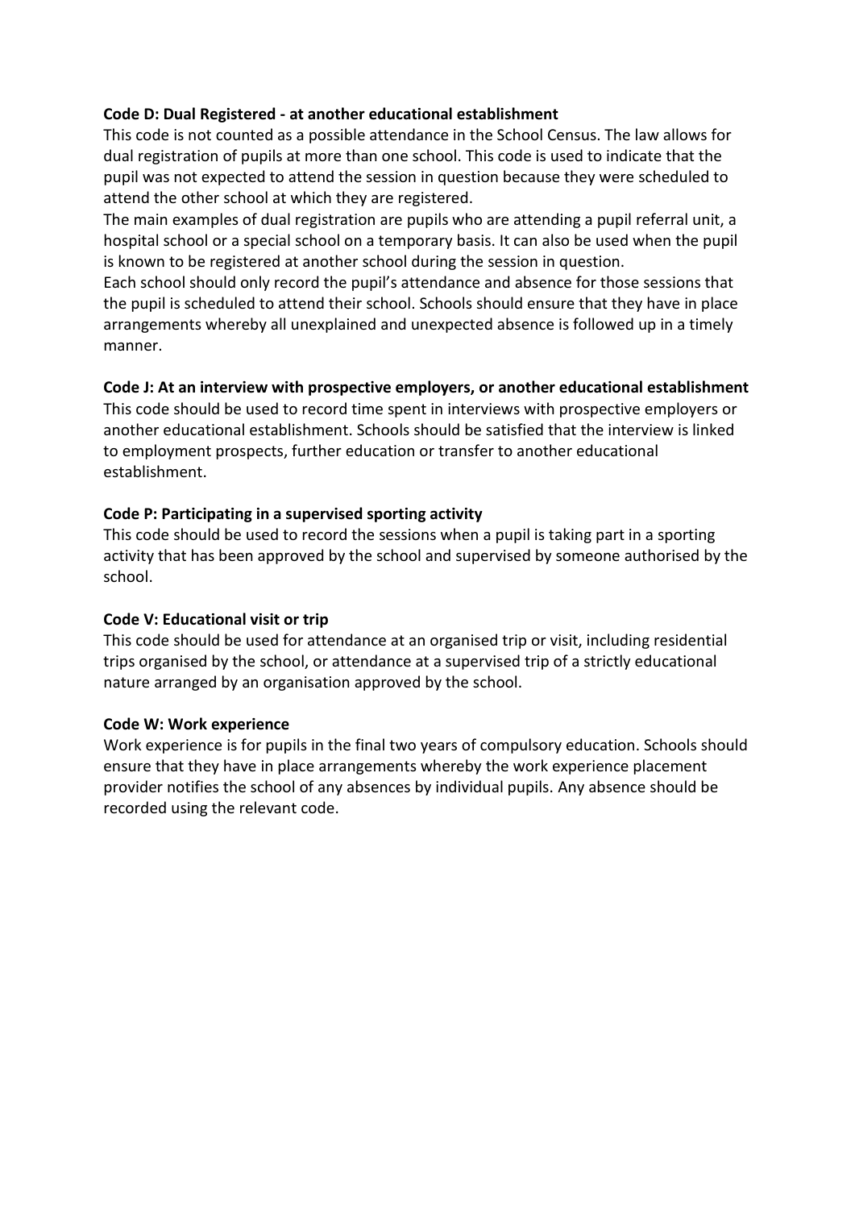**Code D: Dual Registered - at another educational establishment**

This code is not counted as a possible attendance in the School Census. The law allows for dual registration of pupils at more than one school. This code is used to indicate that the pupil was not expected to attend the session in question because they were scheduled to attend the other school at which they are registered.

The main examples of dual registration are pupils who are attending a pupil referral unit, a hospital school or a special school on a temporary basis. It can also be used when the pupil is known to be registered at another school during the session in question.

Each school should only record the pupil's attendance and absence for those sessions that the pupil is scheduled to attend their school. Schools should ensure that they have in place arrangements whereby all unexplained and unexpected absence is followed up in a timely manner.

**Code J: At an interview with prospective employers, or another educational establishment**

This code should be used to record time spent in interviews with prospective employers or another educational establishment. Schools should be satisfied that the interview is linked to employment prospects, further education or transfer to another educational establishment.

**Code P: Participating in a supervised sporting activity**

This code should be used to record the sessions when a pupil is taking part in a sporting activity that has been approved by the school and supervised by someone authorised by the school.

**Code V: Educational visit or trip**

This code should be used for attendance at an organised trip or visit, including residential trips organised by the school, or attendance at a supervised trip of a strictly educational nature arranged by an organisation approved by the school.

**Code W: Work experience**

Work experience is for pupils in the final two years of compulsory education. Schools should ensure that they have in place arrangements whereby the work experience placement provider notifies the school of any absences by individual pupils. Any absence should be recorded using the relevant code.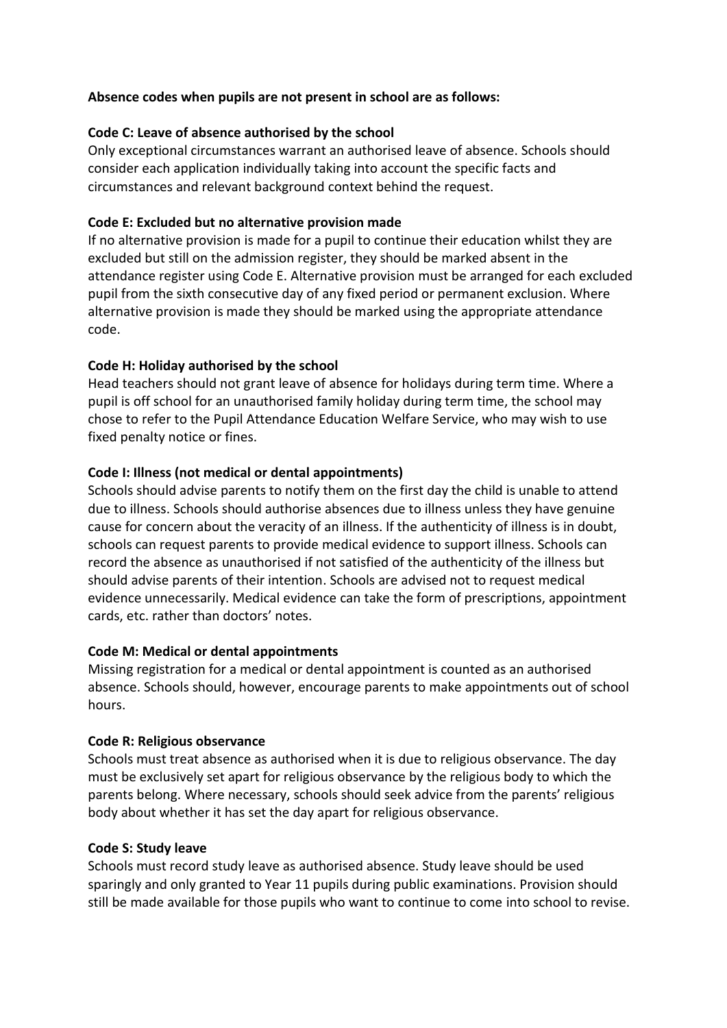**Absence codes when pupils are not present in school are as follows:**

**Code C: Leave of absence authorised by the school**

Only exceptional circumstances warrant an authorised leave of absence. Schools should consider each application individually taking into account the specific facts and circumstances and relevant background context behind the request.

**Code E: Excluded but no alternative provision made**

If no alternative provision is made for a pupil to continue their education whilst they are excluded but still on the admission register, they should be marked absent in the attendance register using Code E. Alternative provision must be arranged for each excluded pupil from the sixth consecutive day of any fixed period or permanent exclusion. Where alternative provision is made they should be marked using the appropriate attendance code.

**Code H: Holiday authorised by the school**

Head teachers should not grant leave of absence for holidays during term time. Where a pupil is off school for an unauthorised family holiday during term time, the school may chose to refer to the Pupil Attendance Education Welfare Service, who may wish to use fixed penalty notice or fines.

**Code I: Illness (not medical or dental appointments)**

Schools should advise parents to notify them on the first day the child is unable to attend due to illness. Schools should authorise absences due to illness unless they have genuine cause for concern about the veracity of an illness. If the authenticity of illness is in doubt, schools can request parents to provide medical evidence to support illness. Schools can record the absence as unauthorised if not satisfied of the authenticity of the illness but should advise parents of their intention. Schools are advised not to request medical evidence unnecessarily. Medical evidence can take the form of prescriptions, appointment cards, etc. rather than doctors' notes.

**Code M: Medical or dental appointments**

Missing registration for a medical or dental appointment is counted as an authorised absence. Schools should, however, encourage parents to make appointments out of school hours.

**Code R: Religious observance**

Schools must treat absence as authorised when it is due to religious observance. The day must be exclusively set apart for religious observance by the religious body to which the parents belong. Where necessary, schools should seek advice from the parents' religious body about whether it has set the day apart for religious observance.

**Code S: Study leave**

Schools must record study leave as authorised absence. Study leave should be used sparingly and only granted to Year 11 pupils during public examinations. Provision should still be made available for those pupils who want to continue to come into school to revise.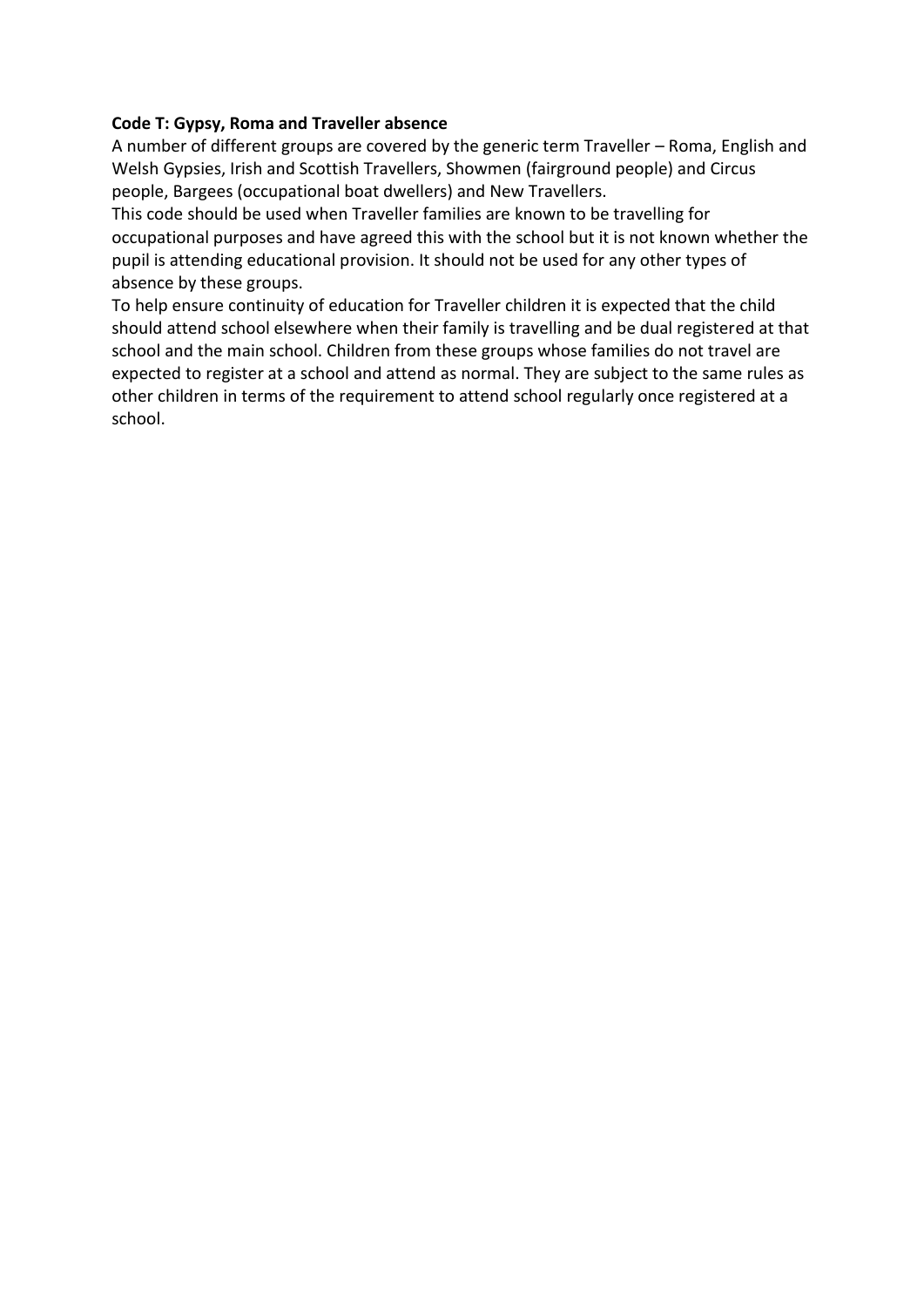**Code T: Gypsy, Roma and Traveller absence**

A number of different groups are covered by the generic term Traveller – Roma, English and Welsh Gypsies, Irish and Scottish Travellers, Showmen (fairground people) and Circus people, Bargees (occupational boat dwellers) and New Travellers.

This code should be used when Traveller families are known to be travelling for occupational purposes and have agreed this with the school but it is not known whether the pupil is attending educational provision. It should not be used for any other types of absence by these groups.

To help ensure continuity of education for Traveller children it is expected that the child should attend school elsewhere when their family is travelling and be dual registered at that school and the main school. Children from these groups whose families do not travel are expected to register at a school and attend as normal. They are subject to the same rules as other children in terms of the requirement to attend school regularly once registered at a school.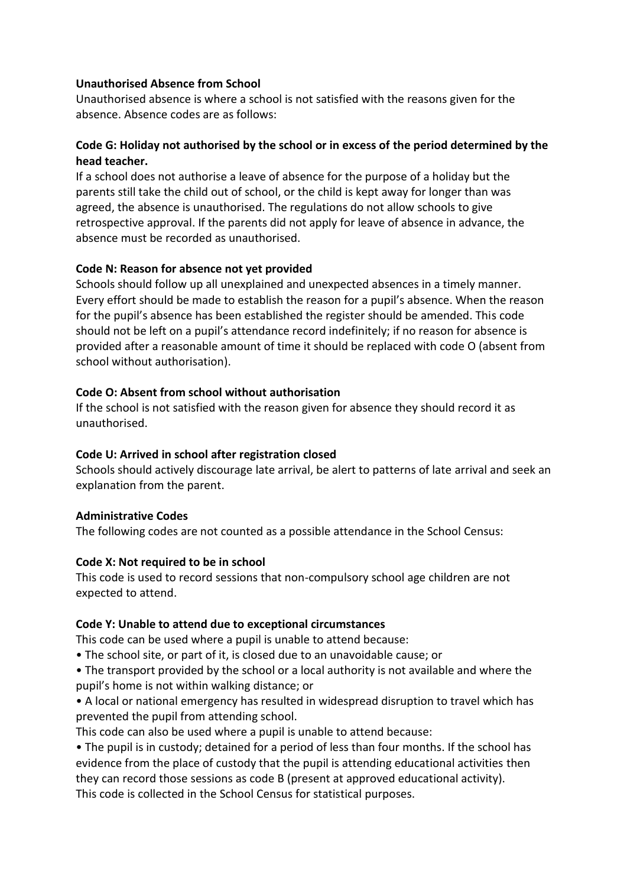**Unauthorised Absence from School**

Unauthorised absence is where a school is not satisfied with the reasons given for the absence. Absence codes are as follows:

**Code G: Holiday not authorised by the school or in excess of the period determined by the head teacher.**

If a school does not authorise a leave of absence for the purpose of a holiday but the parents still take the child out of school, or the child is kept away for longer than was agreed, the absence is unauthorised. The regulations do not allow schools to give retrospective approval. If the parents did not apply for leave of absence in advance, the absence must be recorded as unauthorised.

**Code N: Reason for absence not yet provided**

Schools should follow up all unexplained and unexpected absences in a timely manner. Every effort should be made to establish the reason for a pupil's absence. When the reason for the pupil's absence has been established the register should be amended. This code should not be left on a pupil's attendance record indefinitely; if no reason for absence is provided after a reasonable amount of time it should be replaced with code O (absent from school without authorisation).

**Code O: Absent from school without authorisation**

If the school is not satisfied with the reason given for absence they should record it as unauthorised.

**Code U: Arrived in school after registration closed**

Schools should actively discourage late arrival, be alert to patterns of late arrival and seek an explanation from the parent.

**Administrative Codes**

The following codes are not counted as a possible attendance in the School Census:

**Code X: Not required to be in school**

This code is used to record sessions that non-compulsory school age children are not expected to attend.

**Code Y: Unable to attend due to exceptional circumstances**

This code can be used where a pupil is unable to attend because:

- The school site, or part of it, is closed due to an unavoidable cause; or
- The transport provided by the school or a local authority is not available and where the pupil's home is not within walking distance; or
- A local or national emergency has resulted in widespread disruption to travel which has prevented the pupil from attending school.

This code can also be used where a pupil is unable to attend because:

- The pupil is in custody; detained for a period of less than four months. If the school has evidence from the place of custody that the pupil is attending educational activities then they can record those sessions as code B (present at approved educational activity).

This code is collected in the School Census for statistical purposes.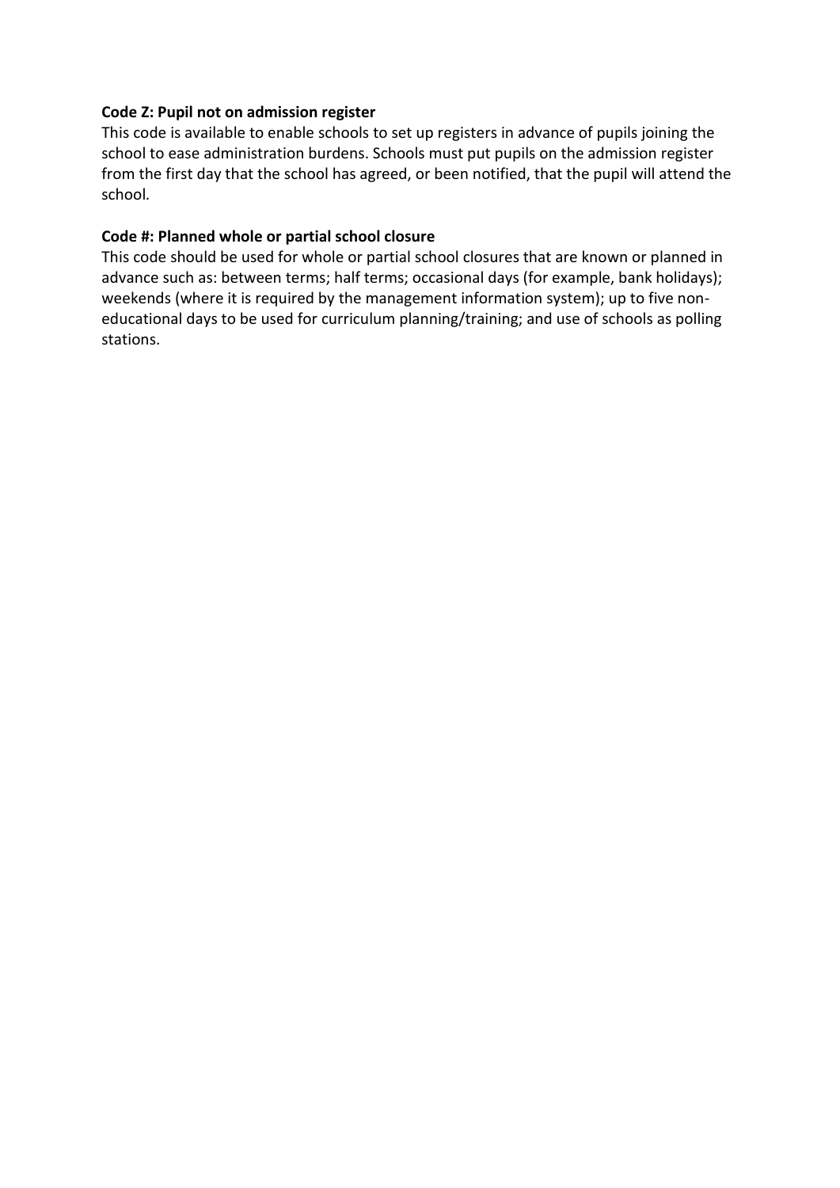**Code Z: Pupil not on admission register**

This code is available to enable schools to set up registers in advance of pupils joining the school to ease administration burdens. Schools must put pupils on the admission register from the first day that the school has agreed, or been notified, that the pupil will attend the school.

**Code #: Planned whole or partial school closure**

This code should be used for whole or partial school closures that are known or planned in advance such as: between terms; half terms; occasional days (for example, bank holidays); weekends (where it is required by the management information system); up to five non-educational days to be used for curriculum planning/training; and use of schools as polling stations.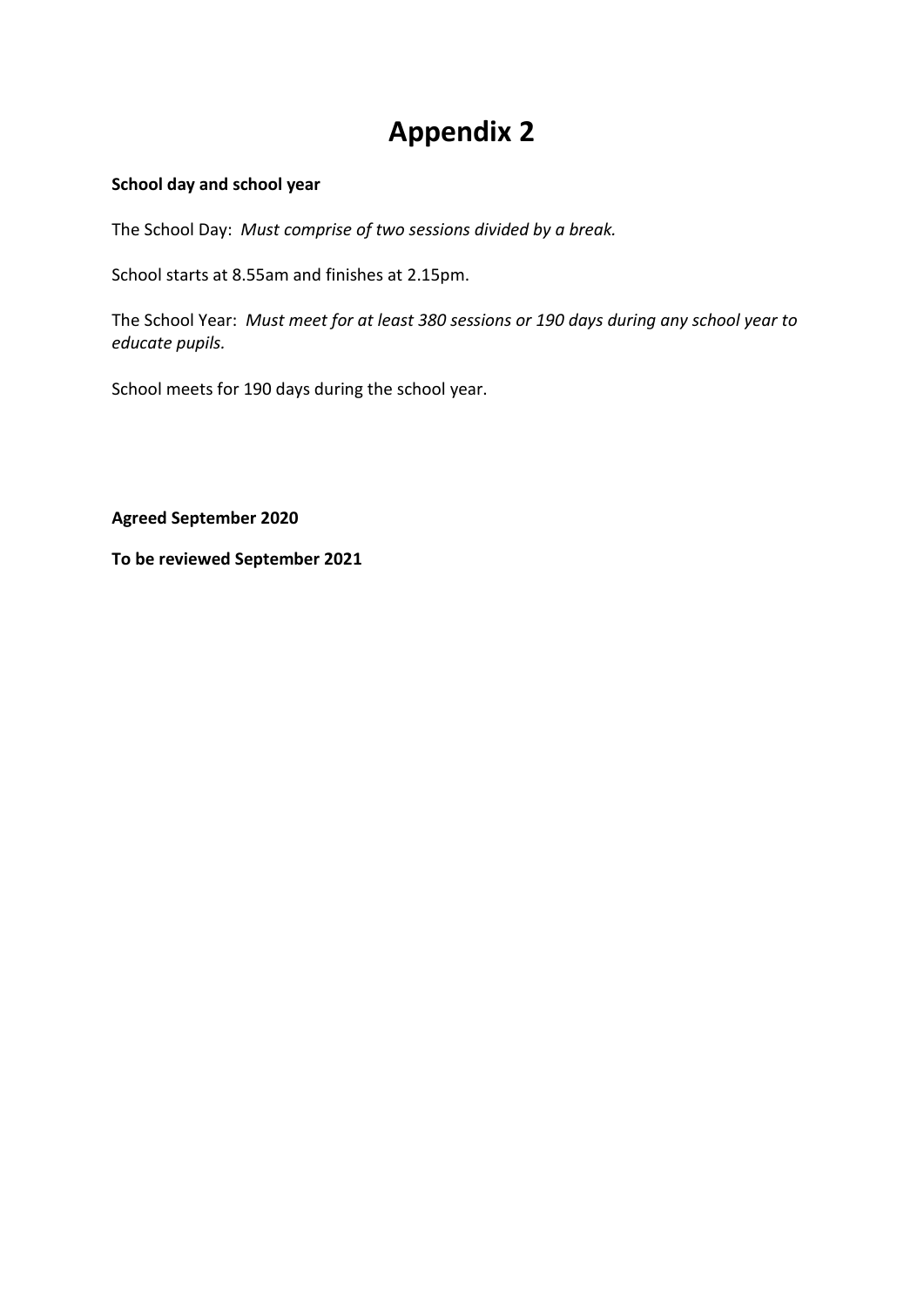# Appendix 2

**School day and school year**

The School Day: *Must comprise of two sessions divided by a break.*

School starts at 8.55am and finishes at 2.15pm.

The School Year: *Must meet for at least 380 sessions or 190 days during any school year to educate pupils.*

School meets for 190 days during the school year.

**Agreed September 2020**

**To be reviewed September 2021**